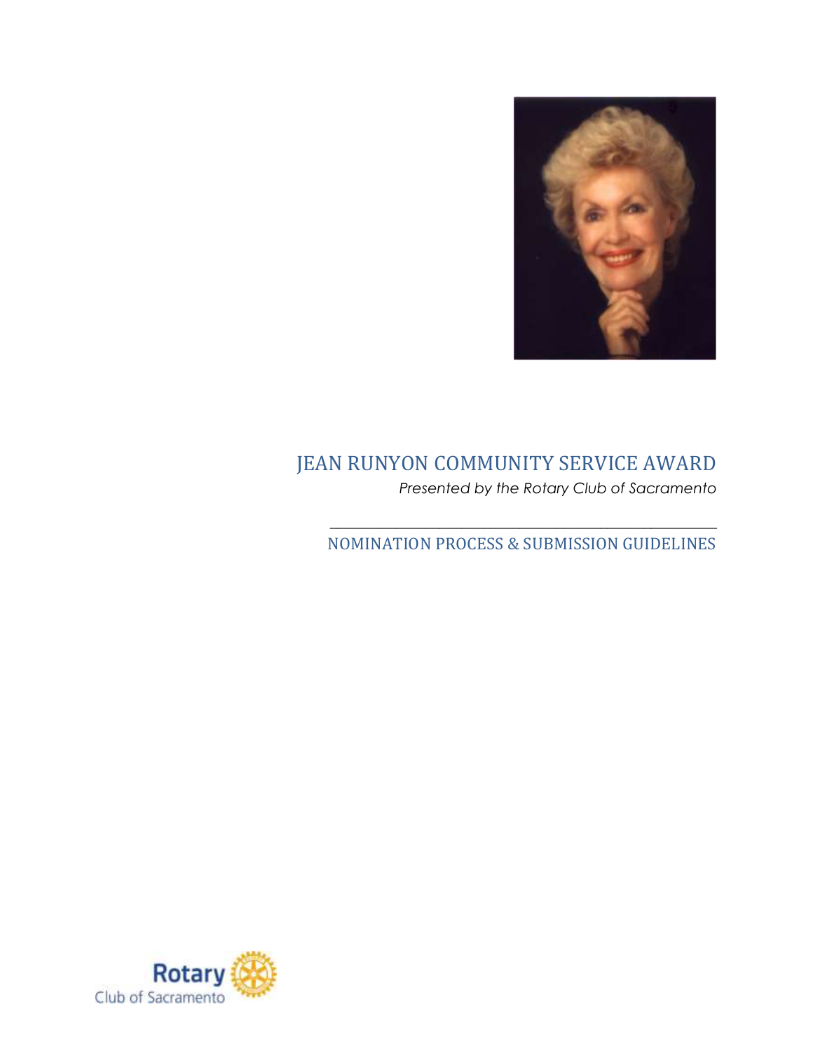# JEAN RUNYON COMMUNITY SERVICE AWARD

*Presented by the Rotary Club of Sacramento*

---

## NOMINATION PROCESS & SUBMISSION GUIDELINES

Rotary Club of Sacramento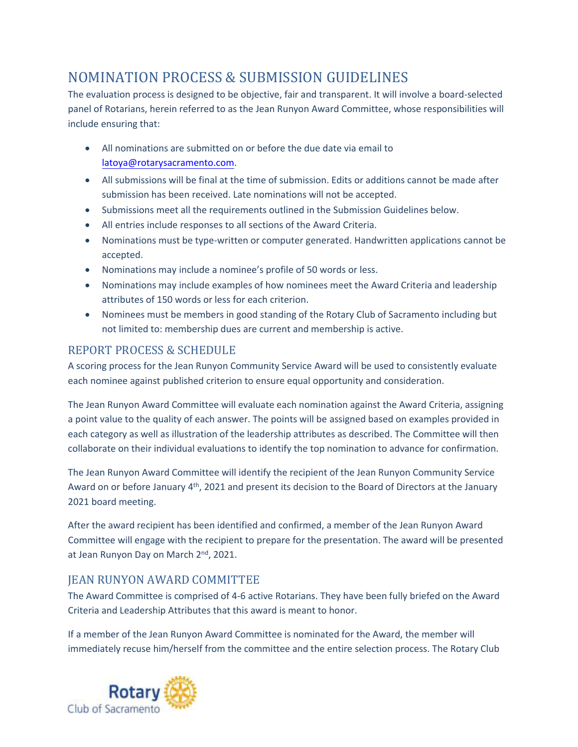## NOMINATION PROCESS & SUBMISSION GUIDELINES

The evaluation process is designed to be objective, fair and transparent. It will involve a board-selected panel of Rotarians, herein referred to as the Jean Runyon Award Committee, whose responsibilities will include ensuring that:

- All nominations are submitted on or before the due date via email to latoya@rotarysacramento.com.
- All submissions will be final at the time of submission. Edits or additions cannot be made after submission has been received. Late nominations will not be accepted.
- Submissions meet all the requirements outlined in the Submission Guidelines below.
- All entries include responses to all sections of the Award Criteria.
- Nominations must be type-written or computer generated. Handwritten applications cannot be accepted.
- Nominations may include a nominee's profile of 50 words or less.
- Nominations may include examples of how nominees meet the Award Criteria and leadership attributes of 150 words or less for each criterion.
- Nominees must be members in good standing of the Rotary Club of Sacramento including but not limited to: membership dues are current and membership is active.

### REPORT PROCESS & SCHEDULE

A scoring process for the Jean Runyon Community Service Award will be used to consistently evaluate each nominee against published criterion to ensure equal opportunity and consideration.

The Jean Runyon Award Committee will evaluate each nomination against the Award Criteria, assigning a point value to the quality of each answer. The points will be assigned based on examples provided in each category as well as illustration of the leadership attributes as described. The Committee will then collaborate on their individual evaluations to identify the top nomination to advance for confirmation.

The Jean Runyon Award Committee will identify the recipient of the Jean Runyon Community Service Award on or before January 4th, 2021 and present its decision to the Board of Directors at the January 2021 board meeting.

After the award recipient has been identified and confirmed, a member of the Jean Runyon Award Committee will engage with the recipient to prepare for the presentation. The award will be presented at Jean Runyon Day on March 2nd, 2021.

### JEAN RUNYON AWARD COMMITTEE

The Award Committee is comprised of 4-6 active Rotarians. They have been fully briefed on the Award Criteria and Leadership Attributes that this award is meant to honor.

If a member of the Jean Runyon Award Committee is nominated for the Award, the member will immediately recuse him/herself from the committee and the entire selection process. The Rotary Club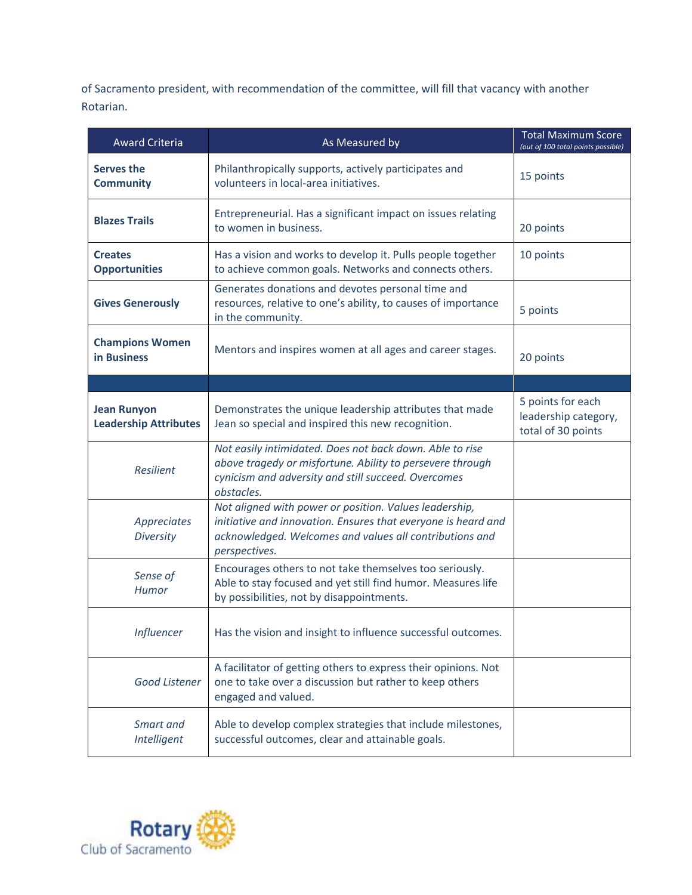of Sacramento president, with recommendation of the committee, will fill that vacancy with another Rotarian.

| Award Criteria | As Measured by | Total Maximum Score *(out of 100 total points possible)* |
|---|---|---|
| **Serves the Community** | Philanthropically supports, actively participates and volunteers in local-area initiatives. | 15 points |
| **Blazes Trails** | Entrepreneurial. Has a significant impact on issues relating to women in business. | 20 points |
| **Creates Opportunities** | Has a vision and works to develop it. Pulls people together to achieve common goals. Networks and connects others. | 10 points |
| **Gives Generously** | Generates donations and devotes personal time and resources, relative to one's ability, to causes of importance in the community. | 5 points |
| **Champions Women in Business** | Mentors and inspires women at all ages and career stages. | 20 points |
| | | |
| **Jean Runyon Leadership Attributes** | Demonstrates the unique leadership attributes that made Jean so special and inspired this new recognition. | 5 points for each leadership category, total of 30 points |
| *Resilient* | *Not easily intimidated. Does not back down. Able to rise above tragedy or misfortune. Ability to persevere through cynicism and adversity and still succeed. Overcomes obstacles.* | |
| *Appreciates Diversity* | *Not aligned with power or position. Values leadership, initiative and innovation. Ensures that everyone is heard and acknowledged. Welcomes and values all contributions and perspectives.* | |
| *Sense of Humor* | Encourages others to not take themselves too seriously. Able to stay focused and yet still find humor. Measures life by possibilities, not by disappointments. | |
| *Influencer* | Has the vision and insight to influence successful outcomes. | |
| *Good Listener* | A facilitator of getting others to express their opinions. Not one to take over a discussion but rather to keep others engaged and valued. | |
| *Smart and Intelligent* | Able to develop complex strategies that include milestones, successful outcomes, clear and attainable goals. | |

Rotary Club of Sacramento